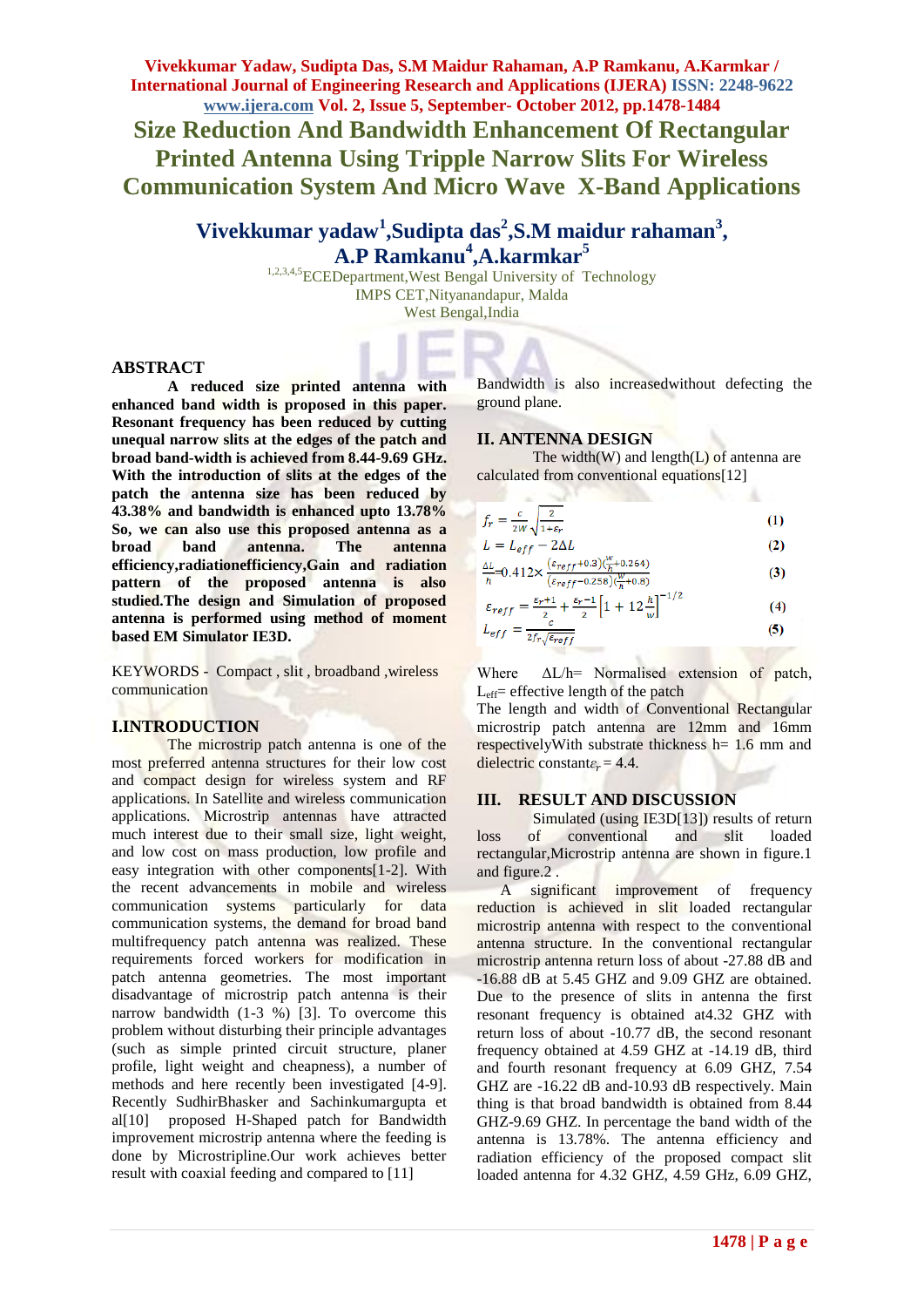# Size Reduction And Bandwidth Enhancement Of Rectangular Printed Antenna Using Tripple Narrow Slits For Wireless Communication System And Micro Wave X-Band Applications

**Vivekkumar yadaw[1],Sudipta das[2],S.M maidur rahaman[3], A.P Ramkanu[4],A.karmkar[5]**

[1,2,3,4,5]ECEDepartment,West Bengal University of Technology
IMPS CET,Nityanandapur, Malda
West Bengal,India

## ABSTRACT

**A reduced size printed antenna with enhanced band width is proposed in this paper. Resonant frequency has been reduced by cutting unequal narrow slits at the edges of the patch and broad band-width is achieved from 8.44-9.69 GHz. With the introduction of slits at the edges of the patch the antenna size has been reduced by 43.38% and bandwidth is enhanced upto 13.78% So, we can also use this proposed antenna as a broad band antenna. The antenna efficiency,radiationefficiency,Gain and radiation pattern of the proposed antenna is also studied.The design and Simulation of proposed antenna is performed using method of moment based EM Simulator IE3D.**

KEYWORDS - Compact , slit , broadband ,wireless communication

## I.INTRODUCTION

The microstrip patch antenna is one of the most preferred antenna structures for their low cost and compact design for wireless system and RF applications. In Satellite and wireless communication applications. Microstrip antennas have attracted much interest due to their small size, light weight, and low cost on mass production, low profile and easy integration with other components[1-2]. With the recent advancements in mobile and wireless communication systems particularly for data communication systems, the demand for broad band multifrequency patch antenna was realized. These requirements forced workers for modification in patch antenna geometries. The most important disadvantage of microstrip patch antenna is their narrow bandwidth (1-3 %) [3]. To overcome this problem without disturbing their principle advantages (such as simple printed circuit structure, planer profile, light weight and cheapness), a number of methods and here recently been investigated [4-9]. Recently SudhirBhasker and Sachinkumargupta et al[10] proposed H-Shaped patch for Bandwidth improvement microstrip antenna where the feeding is done by Microstripline.Our work achieves better result with coaxial feeding and compared to [11]

Bandwidth is also increasedwithout defecting the ground plane.

## II. ANTENNA DESIGN

The width(W) and length(L) of antenna are calculated from conventional equations[12]

$$f_r = \frac{c}{2W}\sqrt{\frac{2}{1+\varepsilon_r}} \quad (1)$$

$$L = L_{eff} - 2\Delta L \quad (2)$$

$$\frac{\Delta L}{h} = 0.412 \times \frac{(\varepsilon_{reff}+0.3)(\frac{W}{h}+0.264)}{(\varepsilon_{reff}-0.258)(\frac{W}{h}+0.8)} \quad (3)$$

$$\varepsilon_{reff} = \frac{\varepsilon_r+1}{2} + \frac{\varepsilon_r-1}{2}\left[1+12\frac{h}{w}\right]^{-1/2} \quad (4)$$

$$L_{eff} = \frac{c}{2f_r\sqrt{\varepsilon_{reff}}} \quad (5)$$

Where ΔL/h= Normalised extension of patch, $L_{eff}$= effective length of the patch

The length and width of Conventional Rectangular microstrip patch antenna are 12mm and 16mm respectivelyWith substrate thickness h= 1.6 mm and dielectric constant $\varepsilon_r$ = 4.4.

## III. RESULT AND DISCUSSION

Simulated (using IE3D[13]) results of return loss of conventional and slit loaded rectangular,Microstrip antenna are shown in figure.1 and figure.2 .

A significant improvement of frequency reduction is achieved in slit loaded rectangular microstrip antenna with respect to the conventional antenna structure. In the conventional rectangular microstrip antenna return loss of about -27.88 dB and -16.88 dB at 5.45 GHZ and 9.09 GHZ are obtained. Due to the presence of slits in antenna the first resonant frequency is obtained at4.32 GHZ with return loss of about -10.77 dB, the second resonant frequency obtained at 4.59 GHZ at -14.19 dB, third and fourth resonant frequency at 6.09 GHZ, 7.54 GHZ are -16.22 dB and-10.93 dB respectively. Main thing is that broad bandwidth is obtained from 8.44 GHZ-9.69 GHZ. In percentage the band width of the antenna is 13.78%. The antenna efficiency and radiation efficiency of the proposed compact slit loaded antenna for 4.32 GHZ, 4.59 GHz, 6.09 GHZ,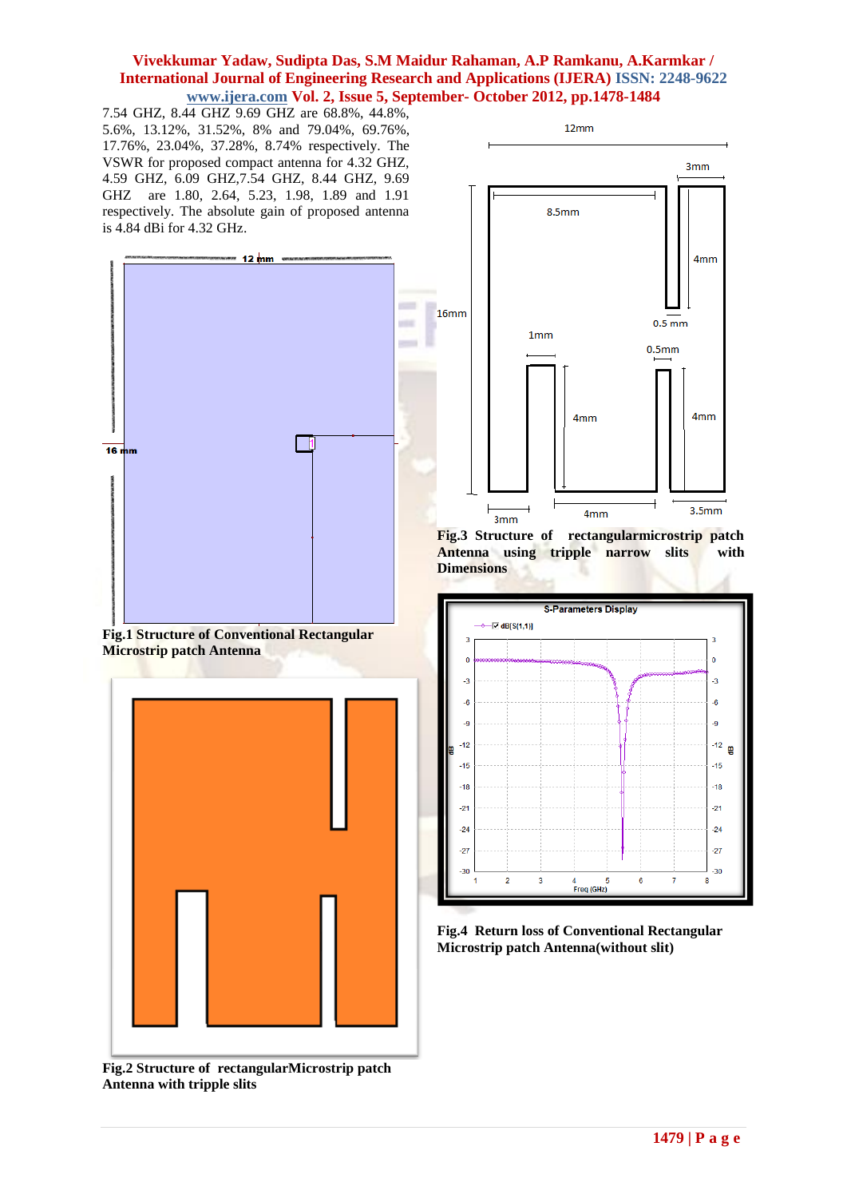7.54 GHZ, 8.44 GHZ 9.69 GHZ are 68.8%, 44.8%, 5.6%, 13.12%, 31.52%, 8% and 79.04%, 69.76%, 17.76%, 23.04%, 37.28%, 8.74% respectively. The VSWR for proposed compact antenna for 4.32 GHZ, 4.59 GHZ, 6.09 GHZ,7.54 GHZ, 8.44 GHZ, 9.69 GHZ are 1.80, 2.64, 5.23, 1.98, 1.89 and 1.91 respectively. The absolute gain of proposed antenna is 4.84 dBi for 4.32 GHz.

**Fig.1 Structure of Conventional Rectangular Microstrip patch Antenna**

**Fig.2 Structure of rectangularMicrostrip patch Antenna with tripple slits**

**Fig.3 Structure of rectangularmicrostrip patch Antenna using tripple narrow slits with Dimensions**

**Fig.4 Return loss of Conventional Rectangular Microstrip patch Antenna(without slit)**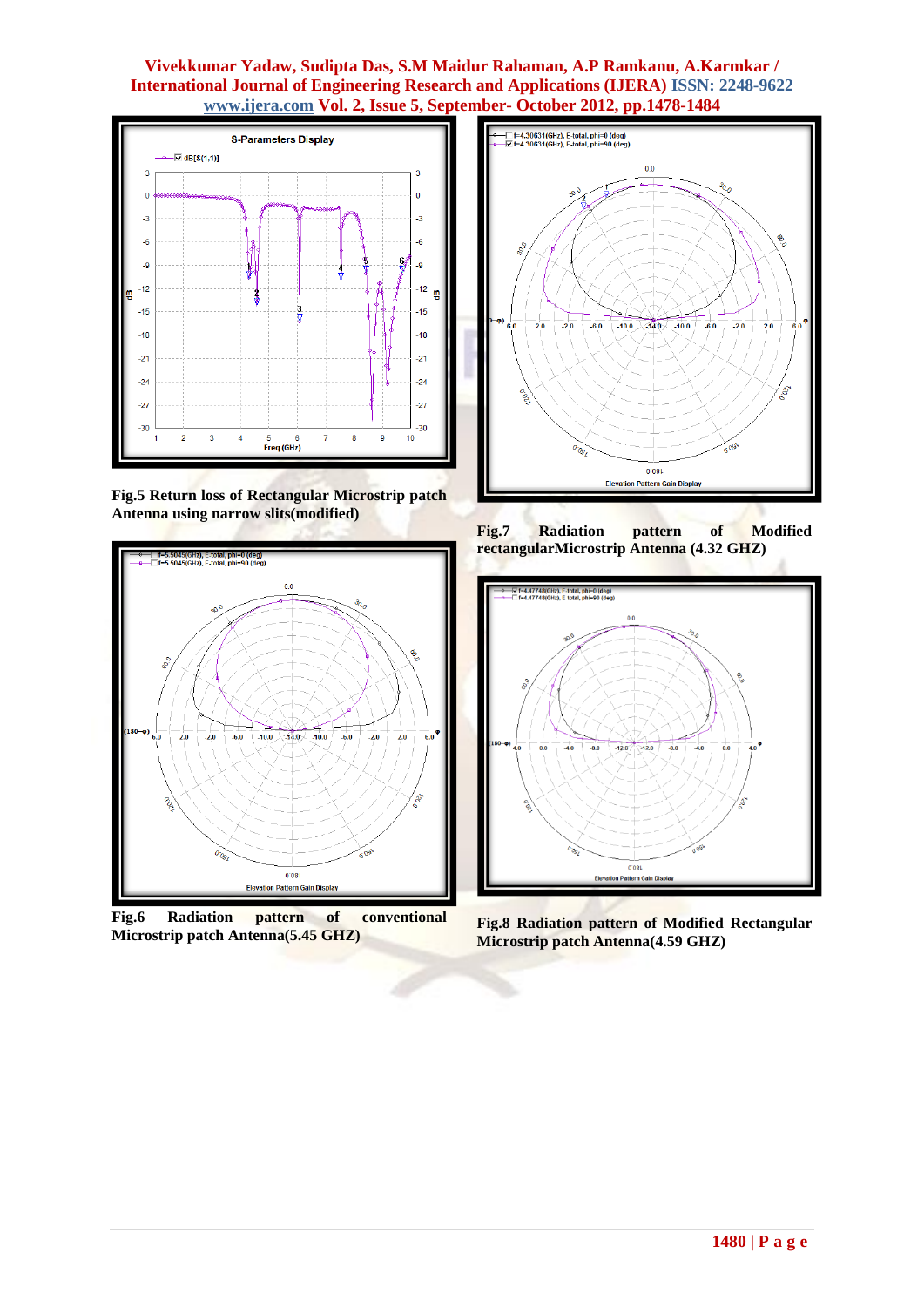Fig.5 Return loss of Rectangular Microstrip patch Antenna using narrow slits(modified)

Fig.6 Radiation pattern of conventional Microstrip patch Antenna(5.45 GHZ)

Fig.7 Radiation pattern of Modified rectangularMicrostrip Antenna (4.32 GHZ)

Fig.8 Radiation pattern of Modified Rectangular Microstrip patch Antenna(4.59 GHZ)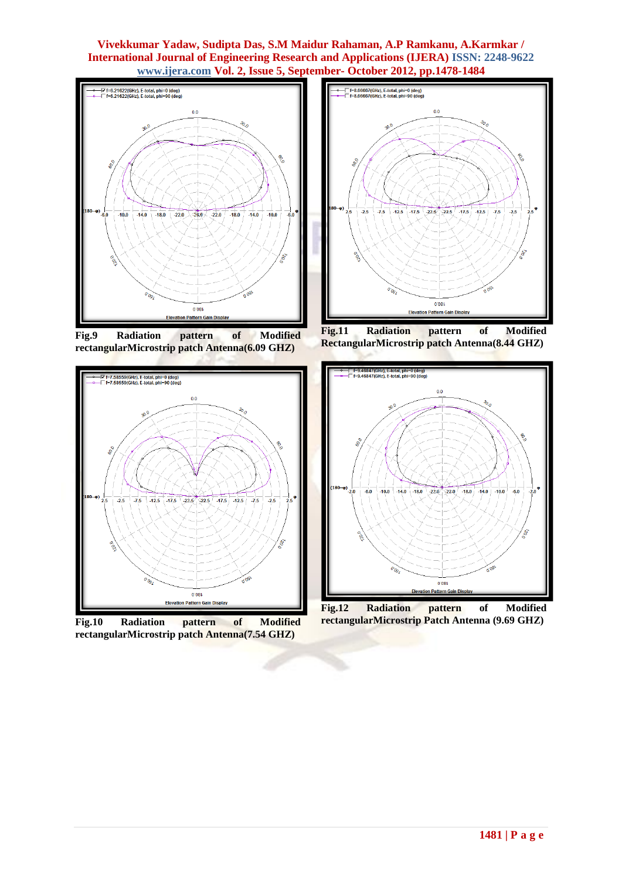Fig.9 Radiation pattern of Modified rectangularMicrostrip patch Antenna(6.09 GHZ)

Fig.11 Radiation pattern of Modified RectangularMicrostrip patch Antenna(8.44 GHZ)

Fig.10 Radiation pattern of Modified rectangularMicrostrip patch Antenna(7.54 GHZ)

Fig.12 Radiation pattern of Modified rectangularMicrostrip Patch Antenna (9.69 GHZ)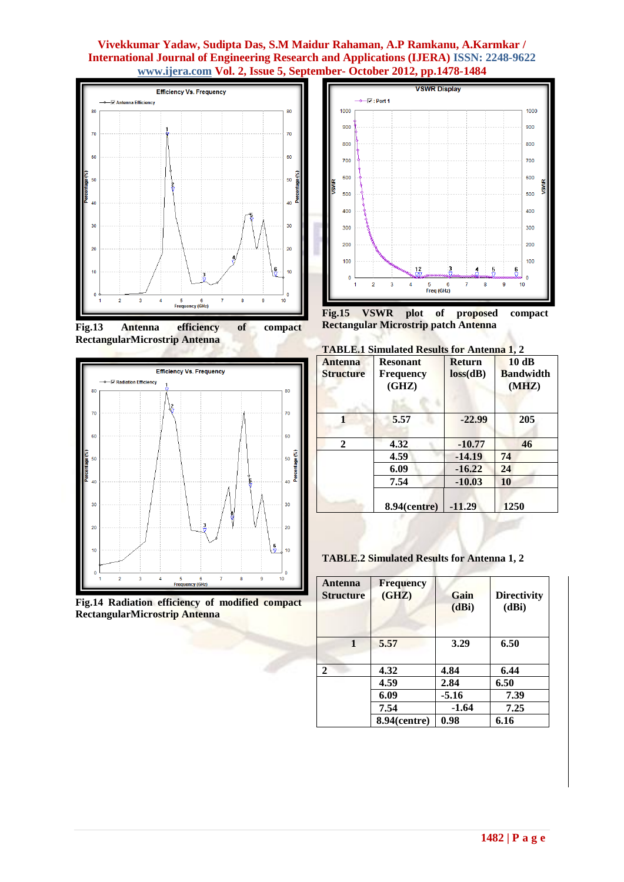**Fig.13 Antenna efficiency of compact RectangularMicrostrip Antenna**

**Fig.14 Radiation efficiency of modified compact RectangularMicrostrip Antenna**

**Fig.15 VSWR plot of proposed compact Rectangular Microstrip patch Antenna**

**TABLE.1 Simulated Results for Antenna 1, 2**

| Antenna Structure | Resonant Frequency (GHZ) | Return loss(dB) | 10 dB Bandwidth (MHZ) |
|---|---|---|---|
| 1 | 5.57 | -22.99 | 205 |
| 2 | 4.32 | -10.77 | 46 |
| | 4.59 | -14.19 | 74 |
| | 6.09 | -16.22 | 24 |
| | 7.54 | -10.03 | 10 |
| | 8.94(centre) | -11.29 | 1250 |

**TABLE.2 Simulated Results for Antenna 1, 2**

| Antenna Structure | Frequency (GHZ) | Gain (dBi) | Directivity (dBi) |
|---|---|---|---|
| 1 | 5.57 | 3.29 | 6.50 |
| 2 | 4.32 | 4.84 | 6.44 |
| | 4.59 | 2.84 | 6.50 |
| | 6.09 | -5.16 | 7.39 |
| | 7.54 | -1.64 | 7.25 |
| | 8.94(centre) | 0.98 | 6.16 |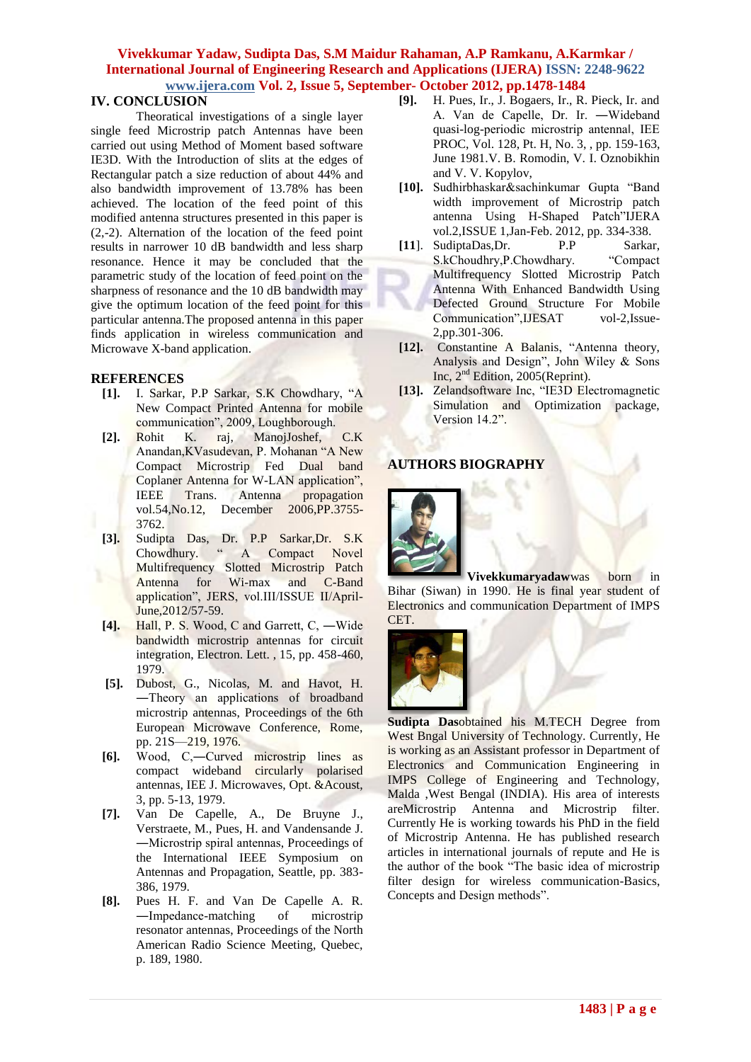## IV. CONCLUSION

Theoratical investigations of a single layer single feed Microstrip patch Antennas have been carried out using Method of Moment based software IE3D. With the Introduction of slits at the edges of Rectangular patch a size reduction of about 44% and also bandwidth improvement of 13.78% has been achieved. The location of the feed point of this modified antenna structures presented in this paper is (2,-2). Alternation of the location of the feed point results in narrower 10 dB bandwidth and less sharp resonance. Hence it may be concluded that the parametric study of the location of feed point on the sharpness of resonance and the 10 dB bandwidth may give the optimum location of the feed point for this particular antenna.The proposed antenna in this paper finds application in wireless communication and Microwave X-band application.

## REFERENCES

[1]. I. Sarkar, P.P Sarkar, S.K Chowdhary, "A New Compact Printed Antenna for mobile communication", 2009, Loughborough.

[2]. Rohit K. raj, ManojJoshef, C.K Anandan,KVasudevan, P. Mohanan "A New Compact Microstrip Fed Dual band Coplaner Antenna for W-LAN application", IEEE Trans. Antenna propagation vol.54,No.12, December 2006,PP.3755-3762.

[3]. Sudipta Das, Dr. P.P Sarkar,Dr. S.K Chowdhury. " A Compact Novel Multifrequency Slotted Microstrip Patch Antenna for Wi-max and C-Band application", JERS, vol.III/ISSUE II/April-June,2012/57-59.

[4]. Hall, P. S. Wood, C and Garrett, C, ―Wide bandwidth microstrip antennas for circuit integration, Electron. Lett. , 15, pp. 458-460, 1979.

[5]. Dubost, G., Nicolas, M. and Havot, H. ―Theory an applications of broadband microstrip antennas, Proceedings of the 6th European Microwave Conference, Rome, pp. 21S—219, 1976.

[6]. Wood, C,―Curved microstrip lines as compact wideband circularly polarised antennas, IEE J. Microwaves, Opt. &Acoust, 3, pp. 5-13, 1979.

[7]. Van De Capelle, A., De Bruyne J., Verstraete, M., Pues, H. and Vandensande J. ―Microstrip spiral antennas, Proceedings of the International IEEE Symposium on Antennas and Propagation, Seattle, pp. 383-386, 1979.

[8]. Pues H. F. and Van De Capelle A. R. ―Impedance-matching of microstrip resonator antennas, Proceedings of the North American Radio Science Meeting, Quebec, p. 189, 1980.

[9]. H. Pues, Ir., J. Bogaers, Ir., R. Pieck, Ir. and A. Van de Capelle, Dr. Ir. ―Wideband quasi-log-periodic microstrip antennal, IEE PROC, Vol. 128, Pt. H, No. 3, , pp. 159-163, June 1981.V. B. Romodin, V. I. Oznobikhin and V. V. Kopylov,

[10]. Sudhirbhaskar&sachinkumar Gupta "Band width improvement of Microstrip patch antenna Using H-Shaped Patch"IJERA vol.2,ISSUE 1,Jan-Feb. 2012, pp. 334-338.

[11]. SudiptaDas,Dr. P.P Sarkar, S.kChoudhry,P.Chowdhary. "Compact Multifrequency Slotted Microstrip Patch Antenna With Enhanced Bandwidth Using Defected Ground Structure For Mobile Communication",IJESAT vol-2,Issue-2,pp.301-306.

[12]. Constantine A Balanis, "Antenna theory, Analysis and Design", John Wiley & Sons Inc, 2nd Edition, 2005(Reprint).

[13]. Zelandsoftware Inc, "IE3D Electromagnetic Simulation and Optimization package, Version 14.2".

## AUTHORS BIOGRAPHY

**Vivekkumaryadaw**was born in Bihar (Siwan) in 1990. He is final year student of Electronics and communication Department of IMPS CET.

**Sudipta Das**obtained his M.TECH Degree from West Bngal University of Technology. Currently, He is working as an Assistant professor in Department of Electronics and Communication Engineering in IMPS College of Engineering and Technology, Malda ,West Bengal (INDIA). His area of interests areMicrostrip Antenna and Microstrip filter. Currently He is working towards his PhD in the field of Microstrip Antenna. He has published research articles in international journals of repute and He is the author of the book "The basic idea of microstrip filter design for wireless communication-Basics, Concepts and Design methods".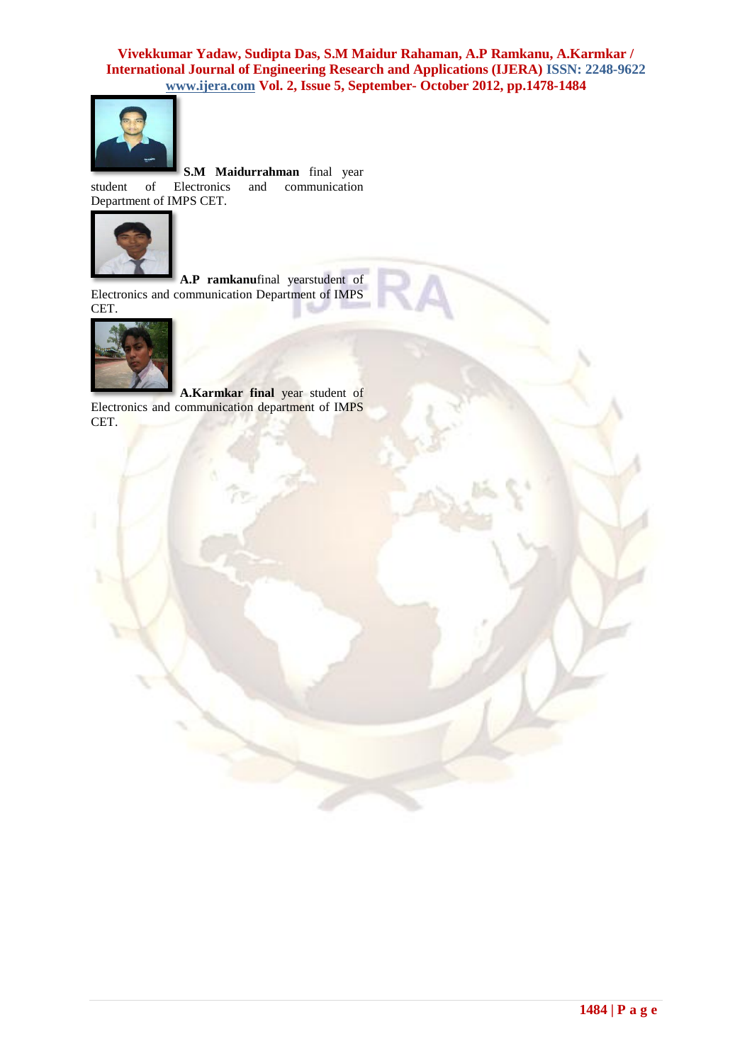**S.M Maidurrahman** final year student of Electronics and communication Department of IMPS CET.

**A.P ramkanu**final yearstudent of Electronics and communication Department of IMPS CET.

**A.Karmkar final** year student of Electronics and communication department of IMPS CET.